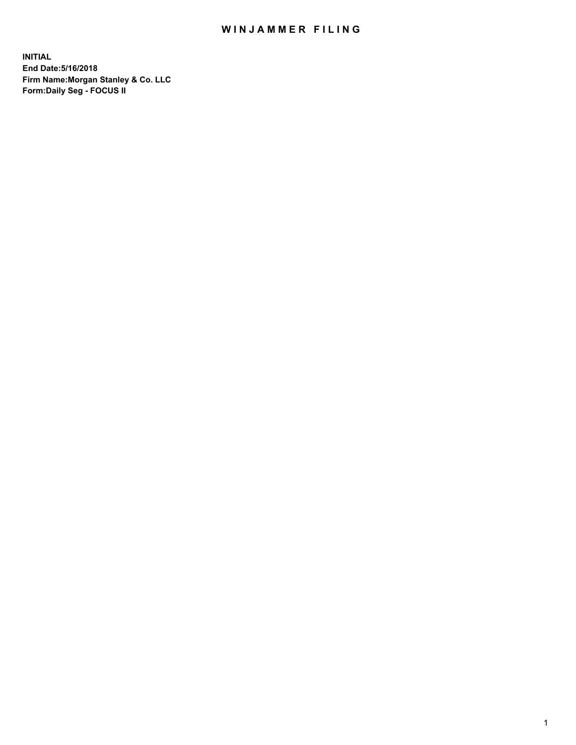# WINJAMMER FILING

**INITIAL**
**End Date:5/16/2018**
**Firm Name:Morgan Stanley & Co. LLC**
**Form:Daily Seg - FOCUS II**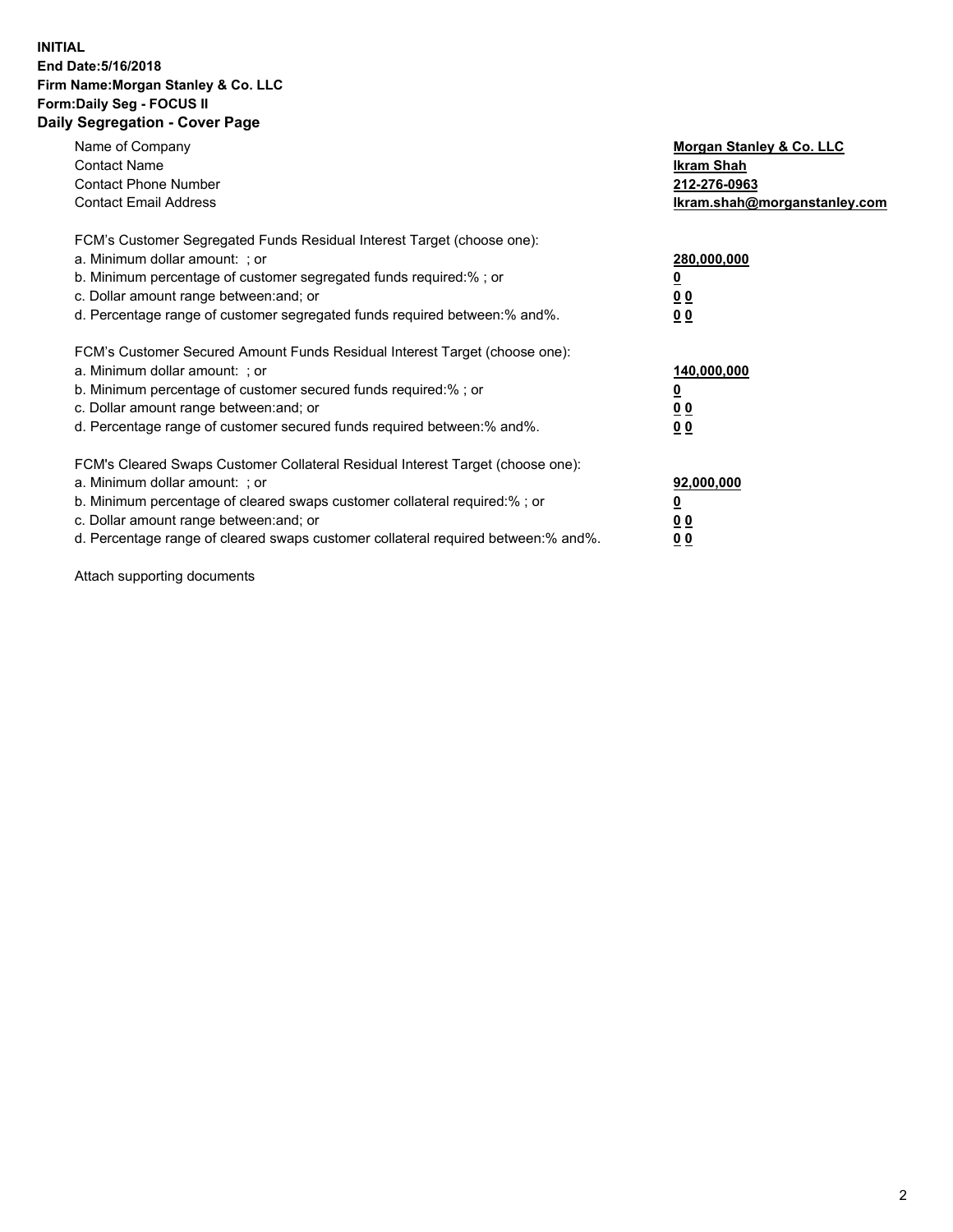**INITIAL**
**End Date:5/16/2018**
**Firm Name:Morgan Stanley & Co. LLC**
**Form:Daily Seg - FOCUS II**
**Daily Segregation - Cover Page**

| | |
|---|---|
| Name of Company | **Morgan Stanley & Co. LLC** |
| Contact Name | **Ikram Shah** |
| Contact Phone Number | **212-276-0963** |
| Contact Email Address | **Ikram.shah@morganstanley.com** |

| | |
|---|---|
| FCM's Customer Segregated Funds Residual Interest Target (choose one): | |
| a. Minimum dollar amount: ; or | **280,000,000** |
| b. Minimum percentage of customer segregated funds required:% ; or | **0** |
| c. Dollar amount range between:and; or | **0 0** |
| d. Percentage range of customer segregated funds required between:% and%. | **0 0** |

| | |
|---|---|
| FCM's Customer Secured Amount Funds Residual Interest Target (choose one): | |
| a. Minimum dollar amount: ; or | **140,000,000** |
| b. Minimum percentage of customer secured funds required:% ; or | **0** |
| c. Dollar amount range between:and; or | **0 0** |
| d. Percentage range of customer secured funds required between:% and%. | **0 0** |

| | |
|---|---|
| FCM's Cleared Swaps Customer Collateral Residual Interest Target (choose one): | |
| a. Minimum dollar amount: ; or | **92,000,000** |
| b. Minimum percentage of cleared swaps customer collateral required:% ; or | **0** |
| c. Dollar amount range between:and; or | **0 0** |
| d. Percentage range of cleared swaps customer collateral required between:% and%. | **0 0** |

Attach supporting documents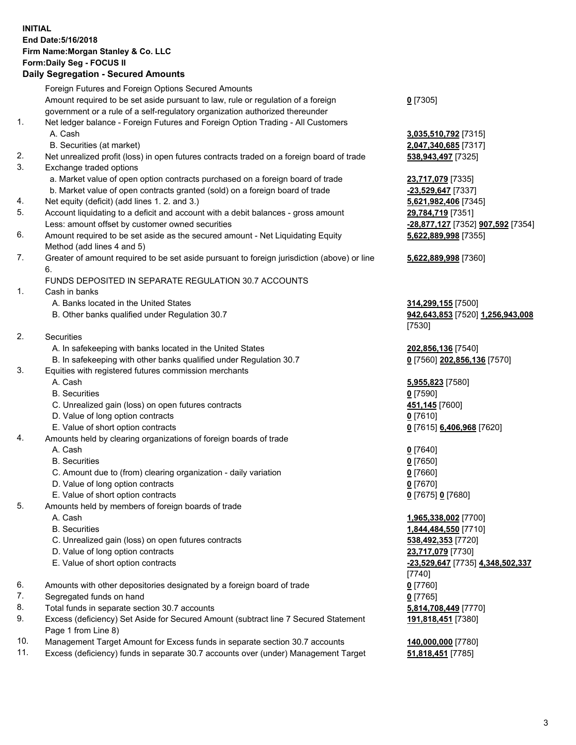**INITIAL**
**End Date:5/16/2018**
**Firm Name:Morgan Stanley & Co. LLC**
**Form:Daily Seg - FOCUS II**
**Daily Segregation - Secured Amounts**

| | | |
|---|---|---|
| | Foreign Futures and Foreign Options Secured Amounts | |
| | Amount required to be set aside pursuant to law, rule or regulation of a foreign government or a rule of a self-regulatory organization authorized thereunder | **0** [7305] |
| 1. | Net ledger balance - Foreign Futures and Foreign Option Trading - All Customers | |
| | A. Cash | **3,035,510,792** [7315] |
| | B. Securities (at market) | **2,047,340,685** [7317] |
| 2. | Net unrealized profit (loss) in open futures contracts traded on a foreign board of trade | **538,943,497** [7325] |
| 3. | Exchange traded options | |
| | a. Market value of open option contracts purchased on a foreign board of trade | **23,717,079** [7335] |
| | b. Market value of open contracts granted (sold) on a foreign board of trade | **-23,529,647** [7337] |
| 4. | Net equity (deficit) (add lines 1. 2. and 3.) | **5,621,982,406** [7345] |
| 5. | Account liquidating to a deficit and account with a debit balances - gross amount | **29,784,719** [7351] |
| | Less: amount offset by customer owned securities | **-28,877,127** [7352] **907,592** [7354] |
| 6. | Amount required to be set aside as the secured amount - Net Liquidating Equity Method (add lines 4 and 5) | **5,622,889,998** [7355] |
| 7. | Greater of amount required to be set aside pursuant to foreign jurisdiction (above) or line 6. | **5,622,889,998** [7360] |
| | FUNDS DEPOSITED IN SEPARATE REGULATION 30.7 ACCOUNTS | |
| 1. | Cash in banks | |
| | A. Banks located in the United States | **314,299,155** [7500] |
| | B. Other banks qualified under Regulation 30.7 | **942,643,853** [7520] **1,256,943,008** [7530] |
| 2. | Securities | |
| | A. In safekeeping with banks located in the United States | **202,856,136** [7540] |
| | B. In safekeeping with other banks qualified under Regulation 30.7 | **0** [7560] **202,856,136** [7570] |
| 3. | Equities with registered futures commission merchants | |
| | A. Cash | **5,955,823** [7580] |
| | B. Securities | **0** [7590] |
| | C. Unrealized gain (loss) on open futures contracts | **451,145** [7600] |
| | D. Value of long option contracts | **0** [7610] |
| | E. Value of short option contracts | **0** [7615] **6,406,968** [7620] |
| 4. | Amounts held by clearing organizations of foreign boards of trade | |
| | A. Cash | **0** [7640] |
| | B. Securities | **0** [7650] |
| | C. Amount due to (from) clearing organization - daily variation | **0** [7660] |
| | D. Value of long option contracts | **0** [7670] |
| | E. Value of short option contracts | **0** [7675] **0** [7680] |
| 5. | Amounts held by members of foreign boards of trade | |
| | A. Cash | **1,965,338,002** [7700] |
| | B. Securities | **1,844,484,550** [7710] |
| | C. Unrealized gain (loss) on open futures contracts | **538,492,353** [7720] |
| | D. Value of long option contracts | **23,717,079** [7730] |
| | E. Value of short option contracts | **-23,529,647** [7735] **4,348,502,337** [7740] |
| 6. | Amounts with other depositories designated by a foreign board of trade | **0** [7760] |
| 7. | Segregated funds on hand | **0** [7765] |
| 8. | Total funds in separate section 30.7 accounts | **5,814,708,449** [7770] |
| 9. | Excess (deficiency) Set Aside for Secured Amount (subtract line 7 Secured Statement Page 1 from Line 8) | **191,818,451** [7380] |
| 10. | Management Target Amount for Excess funds in separate section 30.7 accounts | **140,000,000** [7780] |
| 11. | Excess (deficiency) funds in separate 30.7 accounts over (under) Management Target | **51,818,451** [7785] |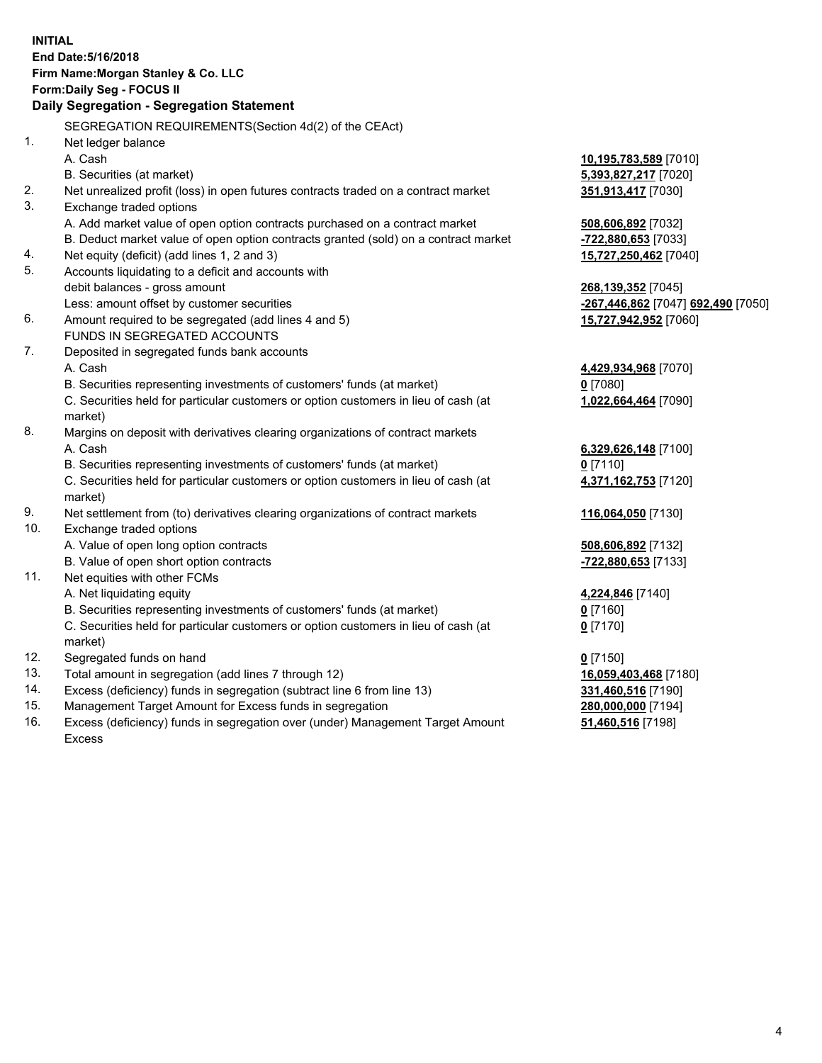**INITIAL**
**End Date:5/16/2018**
**Firm Name:Morgan Stanley & Co. LLC**
**Form:Daily Seg - FOCUS II**
**Daily Segregation - Segregation Statement**

| | | |
|---|---|---|
| | SEGREGATION REQUIREMENTS(Section 4d(2) of the CEAct) | |
| 1. | Net ledger balance | |
| | A. Cash | **10,195,783,589** [7010] |
| | B. Securities (at market) | **5,393,827,217** [7020] |
| 2. | Net unrealized profit (loss) in open futures contracts traded on a contract market | **351,913,417** [7030] |
| 3. | Exchange traded options | |
| | A. Add market value of open option contracts purchased on a contract market | **508,606,892** [7032] |
| | B. Deduct market value of open option contracts granted (sold) on a contract market | **-722,880,653** [7033] |
| 4. | Net equity (deficit) (add lines 1, 2 and 3) | **15,727,250,462** [7040] |
| 5. | Accounts liquidating to a deficit and accounts with debit balances - gross amount | **268,139,352** [7045] |
| | Less: amount offset by customer securities | **-267,446,862** [7047] **692,490** [7050] |
| 6. | Amount required to be segregated (add lines 4 and 5) | **15,727,942,952** [7060] |
| | FUNDS IN SEGREGATED ACCOUNTS | |
| 7. | Deposited in segregated funds bank accounts | |
| | A. Cash | **4,429,934,968** [7070] |
| | B. Securities representing investments of customers' funds (at market) | **0** [7080] |
| | C. Securities held for particular customers or option customers in lieu of cash (at market) | **1,022,664,464** [7090] |
| 8. | Margins on deposit with derivatives clearing organizations of contract markets | |
| | A. Cash | **6,329,626,148** [7100] |
| | B. Securities representing investments of customers' funds (at market) | **0** [7110] |
| | C. Securities held for particular customers or option customers in lieu of cash (at market) | **4,371,162,753** [7120] |
| 9. | Net settlement from (to) derivatives clearing organizations of contract markets | **116,064,050** [7130] |
| 10. | Exchange traded options | |
| | A. Value of open long option contracts | **508,606,892** [7132] |
| | B. Value of open short option contracts | **-722,880,653** [7133] |
| 11. | Net equities with other FCMs | |
| | A. Net liquidating equity | **4,224,846** [7140] |
| | B. Securities representing investments of customers' funds (at market) | **0** [7160] |
| | C. Securities held for particular customers or option customers in lieu of cash (at market) | **0** [7170] |
| 12. | Segregated funds on hand | **0** [7150] |
| 13. | Total amount in segregation (add lines 7 through 12) | **16,059,403,468** [7180] |
| 14. | Excess (deficiency) funds in segregation (subtract line 6 from line 13) | **331,460,516** [7190] |
| 15. | Management Target Amount for Excess funds in segregation | **280,000,000** [7194] |
| 16. | Excess (deficiency) funds in segregation over (under) Management Target Amount Excess | **51,460,516** [7198] |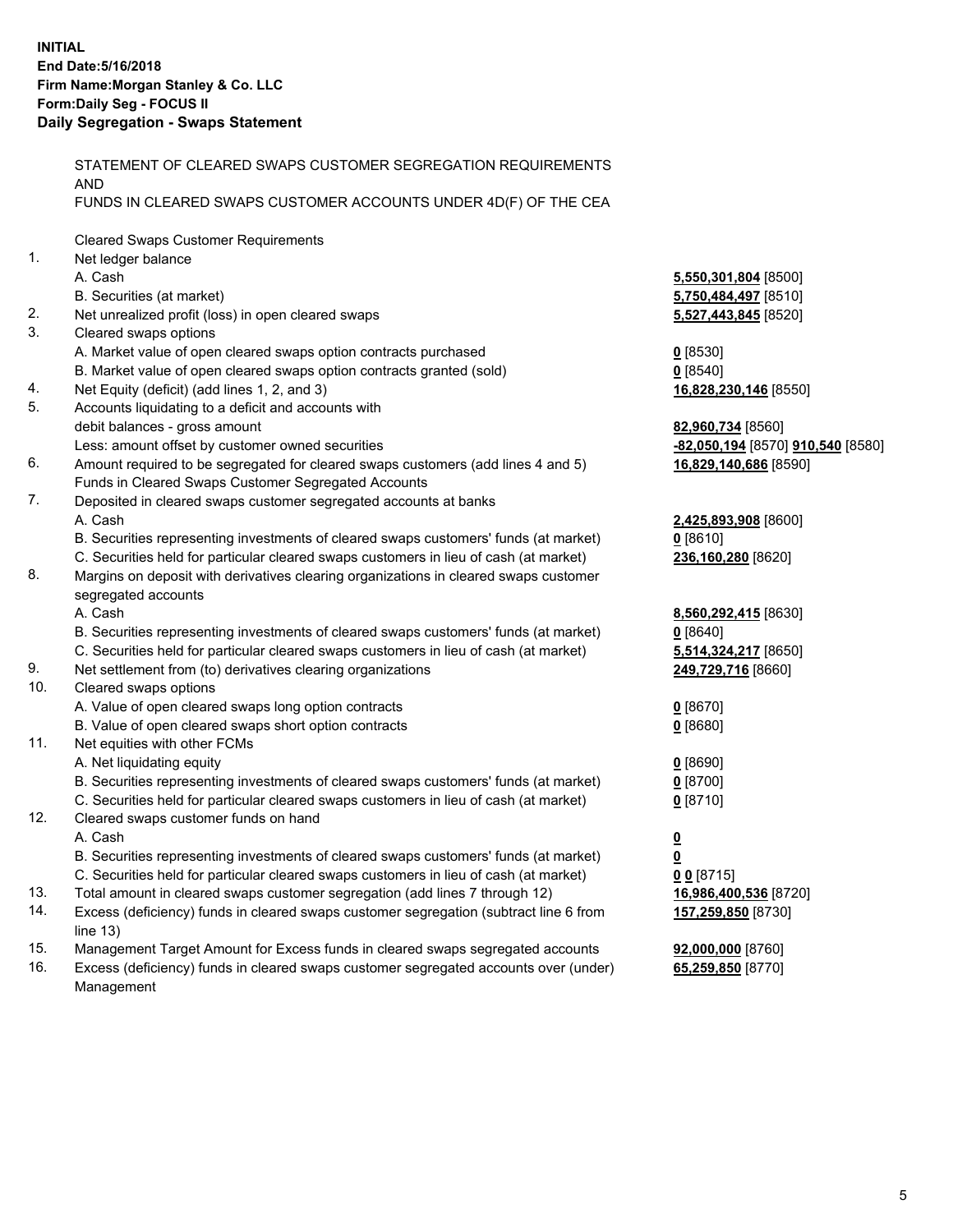**INITIAL**
**End Date:5/16/2018**
**Firm Name:Morgan Stanley & Co. LLC**
**Form:Daily Seg - FOCUS II**
**Daily Segregation - Swaps Statement**

STATEMENT OF CLEARED SWAPS CUSTOMER SEGREGATION REQUIREMENTS AND FUNDS IN CLEARED SWAPS CUSTOMER ACCOUNTS UNDER 4D(F) OF THE CEA

Cleared Swaps Customer Requirements

| | | |
|---|---|---|
| 1. | Net ledger balance | |
| | A. Cash | **5,550,301,804** [8500] |
| | B. Securities (at market) | **5,750,484,497** [8510] |
| 2. | Net unrealized profit (loss) in open cleared swaps | **5,527,443,845** [8520] |
| 3. | Cleared swaps options | |
| | A. Market value of open cleared swaps option contracts purchased | **0** [8530] |
| | B. Market value of open cleared swaps option contracts granted (sold) | **0** [8540] |
| 4. | Net Equity (deficit) (add lines 1, 2, and 3) | **16,828,230,146** [8550] |
| 5. | Accounts liquidating to a deficit and accounts with debit balances - gross amount | **82,960,734** [8560] |
| | Less: amount offset by customer owned securities | **-82,050,194** [8570] **910,540** [8580] |
| 6. | Amount required to be segregated for cleared swaps customers (add lines 4 and 5) | **16,829,140,686** [8590] |
| | Funds in Cleared Swaps Customer Segregated Accounts | |
| 7. | Deposited in cleared swaps customer segregated accounts at banks | |
| | A. Cash | **2,425,893,908** [8600] |
| | B. Securities representing investments of cleared swaps customers' funds (at market) | **0** [8610] |
| | C. Securities held for particular cleared swaps customers in lieu of cash (at market) | **236,160,280** [8620] |
| 8. | Margins on deposit with derivatives clearing organizations in cleared swaps customer segregated accounts | |
| | A. Cash | **8,560,292,415** [8630] |
| | B. Securities representing investments of cleared swaps customers' funds (at market) | **0** [8640] |
| | C. Securities held for particular cleared swaps customers in lieu of cash (at market) | **5,514,324,217** [8650] |
| 9. | Net settlement from (to) derivatives clearing organizations | **249,729,716** [8660] |
| 10. | Cleared swaps options | |
| | A. Value of open cleared swaps long option contracts | **0** [8670] |
| | B. Value of open cleared swaps short option contracts | **0** [8680] |
| 11. | Net equities with other FCMs | |
| | A. Net liquidating equity | **0** [8690] |
| | B. Securities representing investments of cleared swaps customers' funds (at market) | **0** [8700] |
| | C. Securities held for particular cleared swaps customers in lieu of cash (at market) | **0** [8710] |
| 12. | Cleared swaps customer funds on hand | |
| | A. Cash | **0** |
| | B. Securities representing investments of cleared swaps customers' funds (at market) | **0** |
| | C. Securities held for particular cleared swaps customers in lieu of cash (at market) | **0** **0** [8715] |
| 13. | Total amount in cleared swaps customer segregation (add lines 7 through 12) | **16,986,400,536** [8720] |
| 14. | Excess (deficiency) funds in cleared swaps customer segregation (subtract line 6 from line 13) | **157,259,850** [8730] |
| 15. | Management Target Amount for Excess funds in cleared swaps segregated accounts | **92,000,000** [8760] |
| 16. | Excess (deficiency) funds in cleared swaps customer segregated accounts over (under) Management | **65,259,850** [8770] |